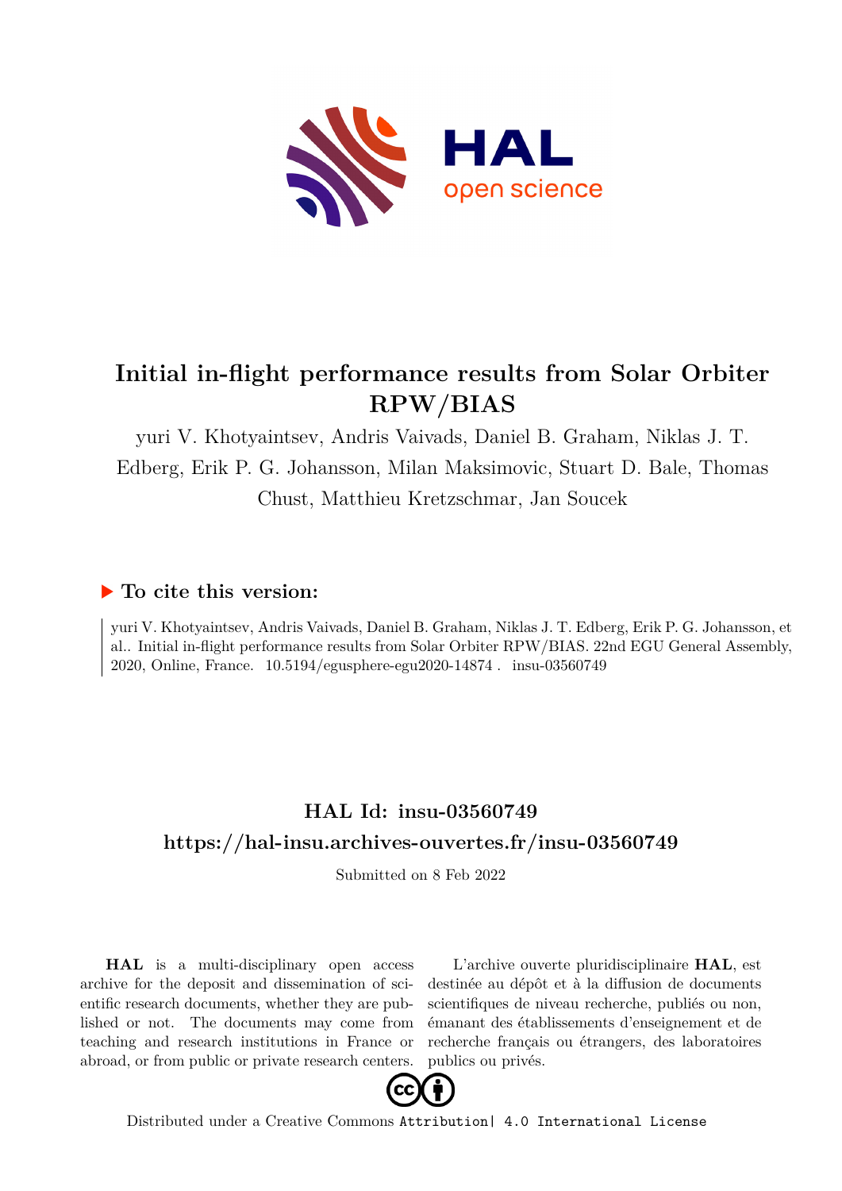# Initial in-flight performance results from Solar Orbiter RPW/BIAS

yuri V. Khotyaintsev, Andris Vaivads, Daniel B. Graham, Niklas J. T. Edberg, Erik P. G. Johansson, Milan Maksimovic, Stuart D. Bale, Thomas Chust, Matthieu Kretzschmar, Jan Soucek

## ▶ To cite this version:

yuri V. Khotyaintsev, Andris Vaivads, Daniel B. Graham, Niklas J. T. Edberg, Erik P. G. Johansson, et al.. Initial in-flight performance results from Solar Orbiter RPW/BIAS. 22nd EGU General Assembly, 2020, Online, France. 10.5194/egusphere-egu2020-14874 . insu-03560749

## HAL Id: insu-03560749

## https://hal-insu.archives-ouvertes.fr/insu-03560749

Submitted on 8 Feb 2022

**HAL** is a multi-disciplinary open access archive for the deposit and dissemination of scientific research documents, whether they are published or not. The documents may come from teaching and research institutions in France or abroad, or from public or private research centers.

L'archive ouverte pluridisciplinaire **HAL**, est destinée au dépôt et à la diffusion de documents scientifiques de niveau recherche, publiés ou non, émanant des établissements d'enseignement et de recherche français ou étrangers, des laboratoires publics ou privés.

Distributed under a Creative Commons Attribution| 4.0 International License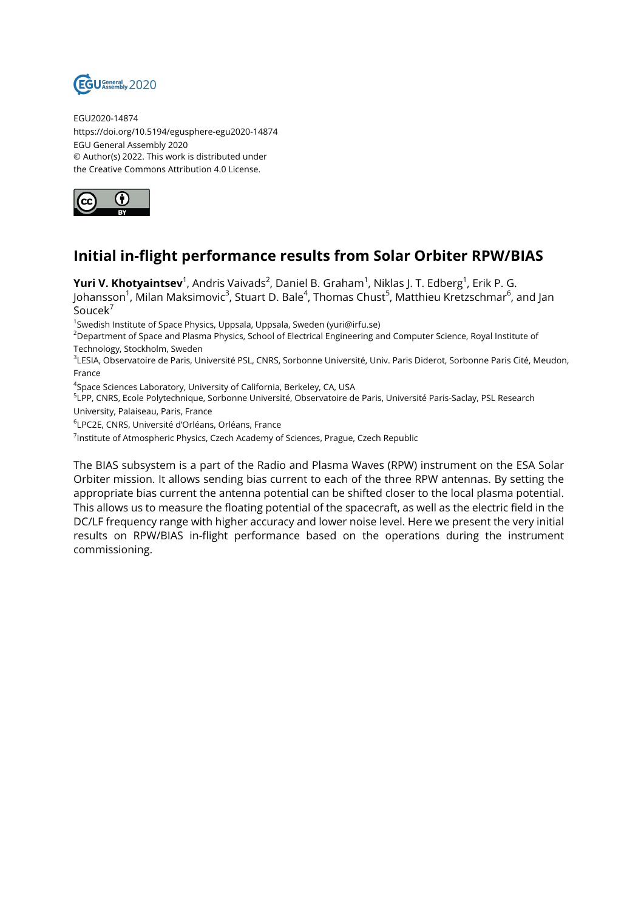EGU2020-14874
https://doi.org/10.5194/egusphere-egu2020-14874
EGU General Assembly 2020
© Author(s) 2022. This work is distributed under
the Creative Commons Attribution 4.0 License.

# Initial in-flight performance results from Solar Orbiter RPW/BIAS

**Yuri V. Khotyaintsev**[1], Andris Vaivads[2], Daniel B. Graham[1], Niklas J. T. Edberg[1], Erik P. G. Johansson[1], Milan Maksimovic[3], Stuart D. Bale[4], Thomas Chust[5], Matthieu Kretzschmar[6], and Jan Soucek[7]

[1]Swedish Institute of Space Physics, Uppsala, Uppsala, Sweden (yuri@irfu.se)
[2]Department of Space and Plasma Physics, School of Electrical Engineering and Computer Science, Royal Institute of Technology, Stockholm, Sweden
[3]LESIA, Observatoire de Paris, Université PSL, CNRS, Sorbonne Université, Univ. Paris Diderot, Sorbonne Paris Cité, Meudon, France
[4]Space Sciences Laboratory, University of California, Berkeley, CA, USA
[5]LPP, CNRS, Ecole Polytechnique, Sorbonne Université, Observatoire de Paris, Université Paris-Saclay, PSL Research University, Palaiseau, Paris, France
[6]LPC2E, CNRS, Université d'Orléans, Orléans, France
[7]Institute of Atmospheric Physics, Czech Academy of Sciences, Prague, Czech Republic

The BIAS subsystem is a part of the Radio and Plasma Waves (RPW) instrument on the ESA Solar Orbiter mission. It allows sending bias current to each of the three RPW antennas. By setting the appropriate bias current the antenna potential can be shifted closer to the local plasma potential. This allows us to measure the floating potential of the spacecraft, as well as the electric field in the DC/LF frequency range with higher accuracy and lower noise level. Here we present the very initial results on RPW/BIAS in-flight performance based on the operations during the instrument commissioning.